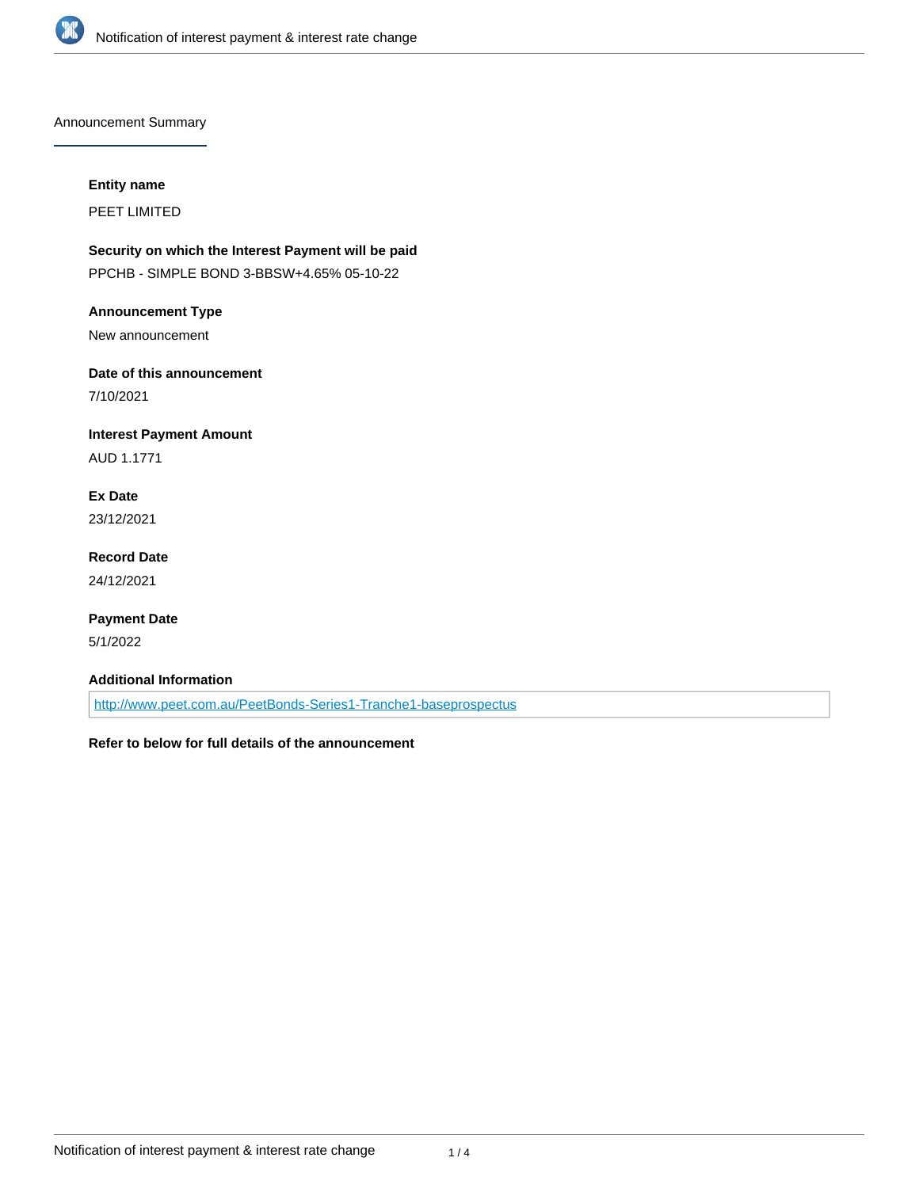Announcement Summary

**Entity name**

PEET LIMITED

**Security on which the Interest Payment will be paid**

PPCHB - SIMPLE BOND 3-BBSW+4.65% 05-10-22

**Announcement Type**

New announcement

**Date of this announcement**

7/10/2021

**Interest Payment Amount**

AUD 1.1771

**Ex Date**

23/12/2021

**Record Date**

24/12/2021

**Payment Date**

5/1/2022

**Additional Information**

http://www.peet.com.au/PeetBonds-Series1-Tranche1-baseprospectus

**Refer to below for full details of the announcement**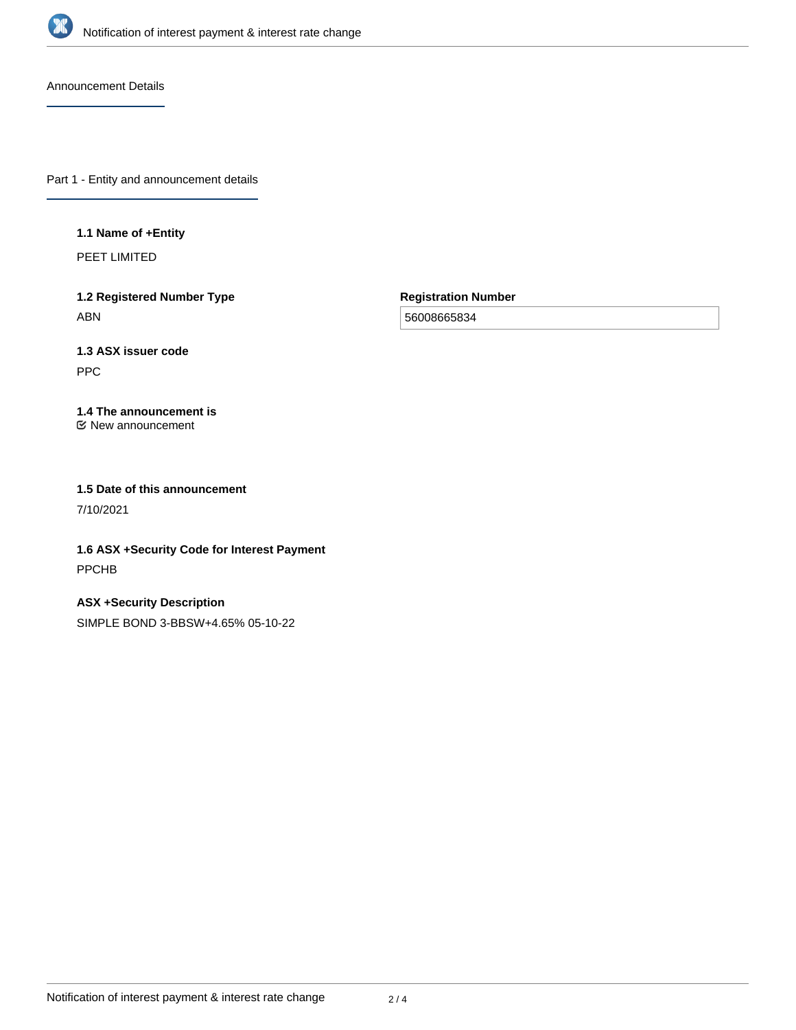Announcement Details

## Part 1 - Entity and announcement details

**1.1 Name of +Entity**

PEET LIMITED

**1.2 Registered Number Type**

ABN

**Registration Number**

56008665834

**1.3 ASX issuer code**

PPC

**1.4 The announcement is**

New announcement

**1.5 Date of this announcement**

7/10/2021

**1.6 ASX +Security Code for Interest Payment**

PPCHB

**ASX +Security Description**

SIMPLE BOND 3-BBSW+4.65% 05-10-22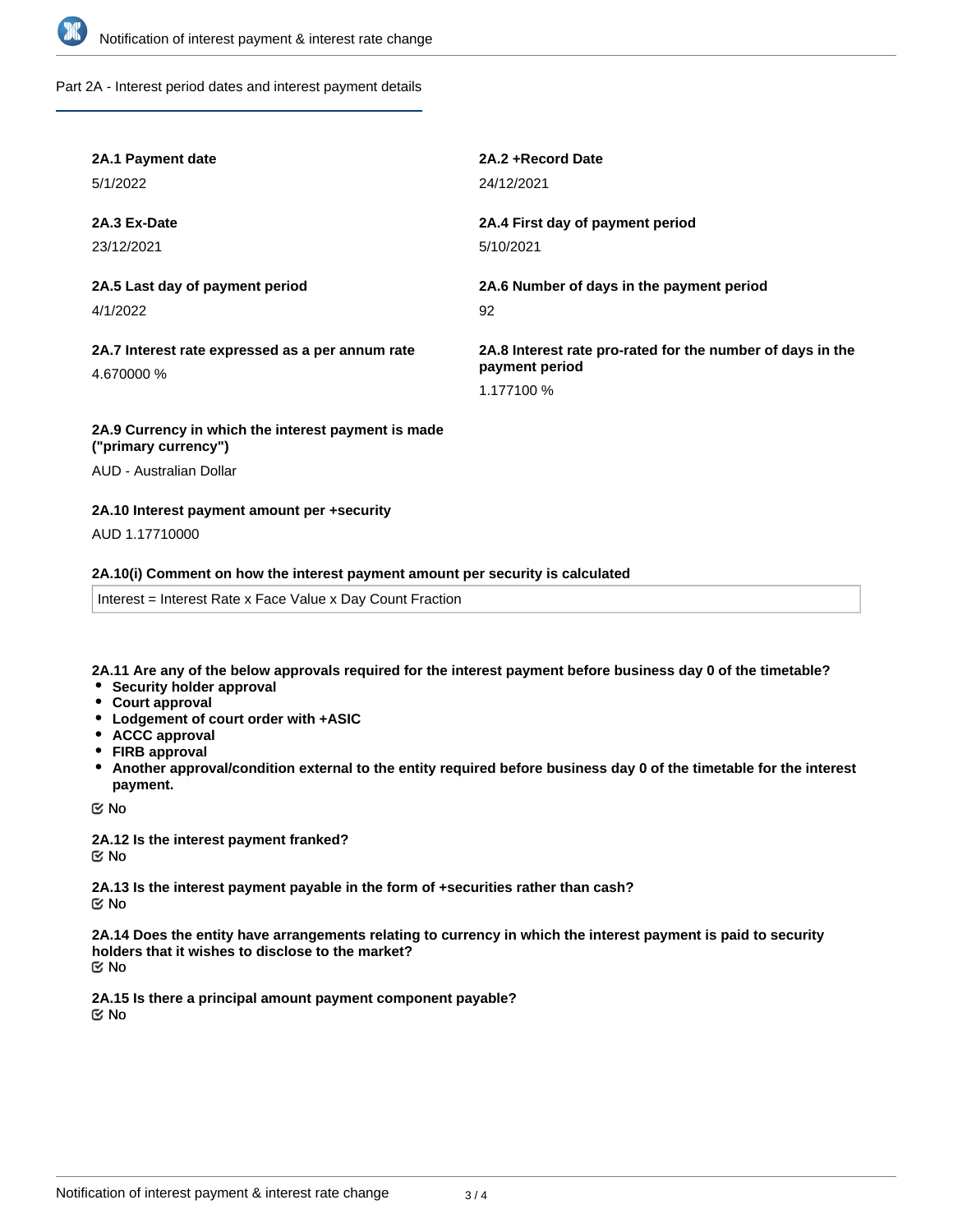## Part 2A - Interest period dates and interest payment details

**2A.1 Payment date**

5/1/2022

**2A.2 +Record Date**

24/12/2021

**2A.3 Ex-Date**

23/12/2021

**2A.4 First day of payment period**

5/10/2021

**2A.5 Last day of payment period**

4/1/2022

**2A.6 Number of days in the payment period**

92

**2A.7 Interest rate expressed as a per annum rate**

4.670000 %

**2A.8 Interest rate pro-rated for the number of days in the payment period**

1.177100 %

**2A.9 Currency in which the interest payment is made ("primary currency")**

AUD - Australian Dollar

**2A.10 Interest payment amount per +security**

AUD 1.17710000

**2A.10(i) Comment on how the interest payment amount per security is calculated**

Interest = Interest Rate x Face Value x Day Count Fraction

**2A.11 Are any of the below approvals required for the interest payment before business day 0 of the timetable?**

- **Security holder approval**
- **Court approval**
- **Lodgement of court order with +ASIC**
- **ACCC approval**
- **FIRB approval**
- **Another approval/condition external to the entity required before business day 0 of the timetable for the interest payment.**

No

**2A.12 Is the interest payment franked?**

No

**2A.13 Is the interest payment payable in the form of +securities rather than cash?**

No

**2A.14 Does the entity have arrangements relating to currency in which the interest payment is paid to security holders that it wishes to disclose to the market?**

No

**2A.15 Is there a principal amount payment component payable?**

No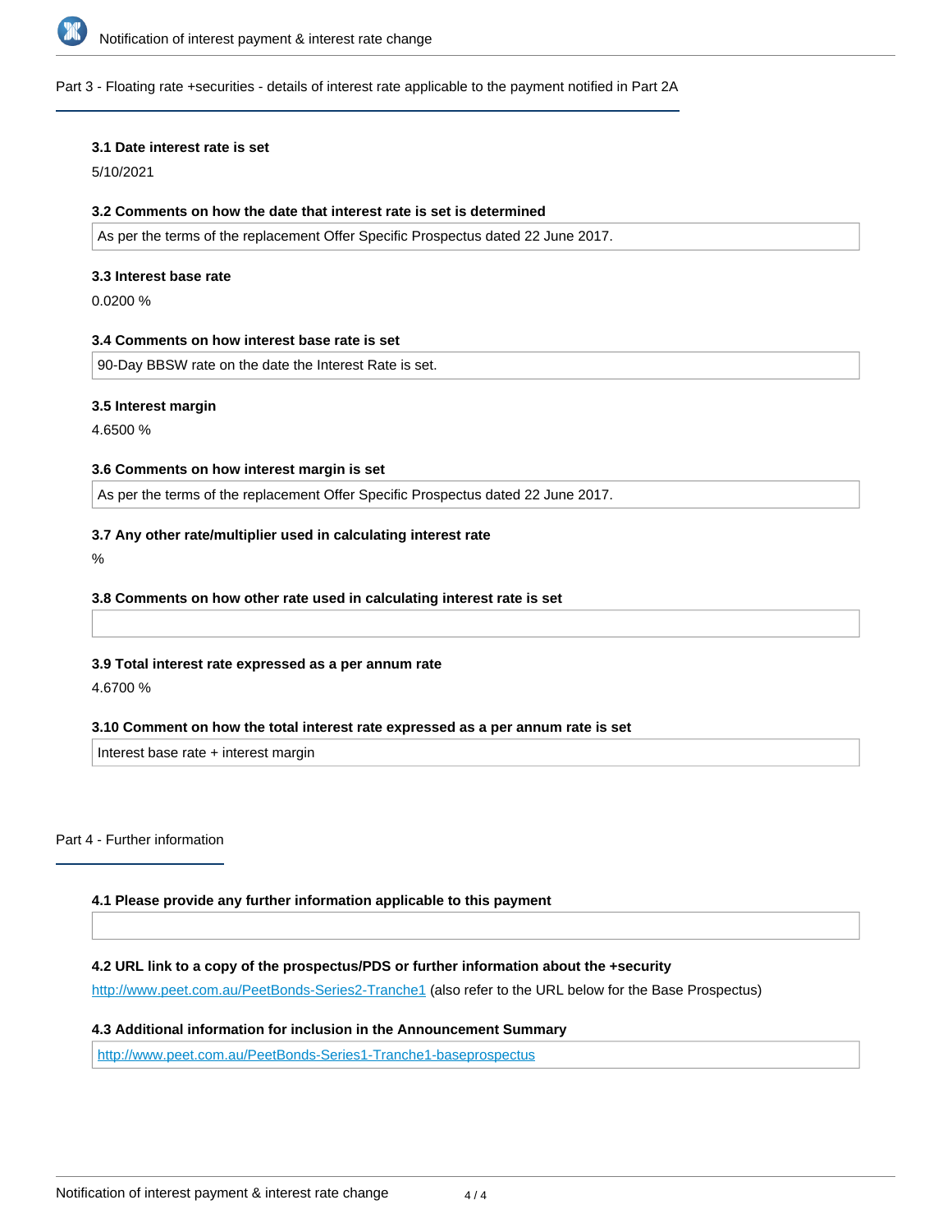## Part 3 - Floating rate +securities - details of interest rate applicable to the payment notified in Part 2A

**3.1 Date interest rate is set**

5/10/2021

**3.2 Comments on how the date that interest rate is set is determined**

As per the terms of the replacement Offer Specific Prospectus dated 22 June 2017.

**3.3 Interest base rate**

0.0200 %

**3.4 Comments on how interest base rate is set**

90-Day BBSW rate on the date the Interest Rate is set.

**3.5 Interest margin**

4.6500 %

**3.6 Comments on how interest margin is set**

As per the terms of the replacement Offer Specific Prospectus dated 22 June 2017.

**3.7 Any other rate/multiplier used in calculating interest rate**

%

**3.8 Comments on how other rate used in calculating interest rate is set**

**3.9 Total interest rate expressed as a per annum rate**

4.6700 %

**3.10 Comment on how the total interest rate expressed as a per annum rate is set**

Interest base rate + interest margin

## Part 4 - Further information

**4.1 Please provide any further information applicable to this payment**

**4.2 URL link to a copy of the prospectus/PDS or further information about the +security**

http://www.peet.com.au/PeetBonds-Series2-Tranche1 (also refer to the URL below for the Base Prospectus)

**4.3 Additional information for inclusion in the Announcement Summary**

http://www.peet.com.au/PeetBonds-Series1-Tranche1-baseprospectus